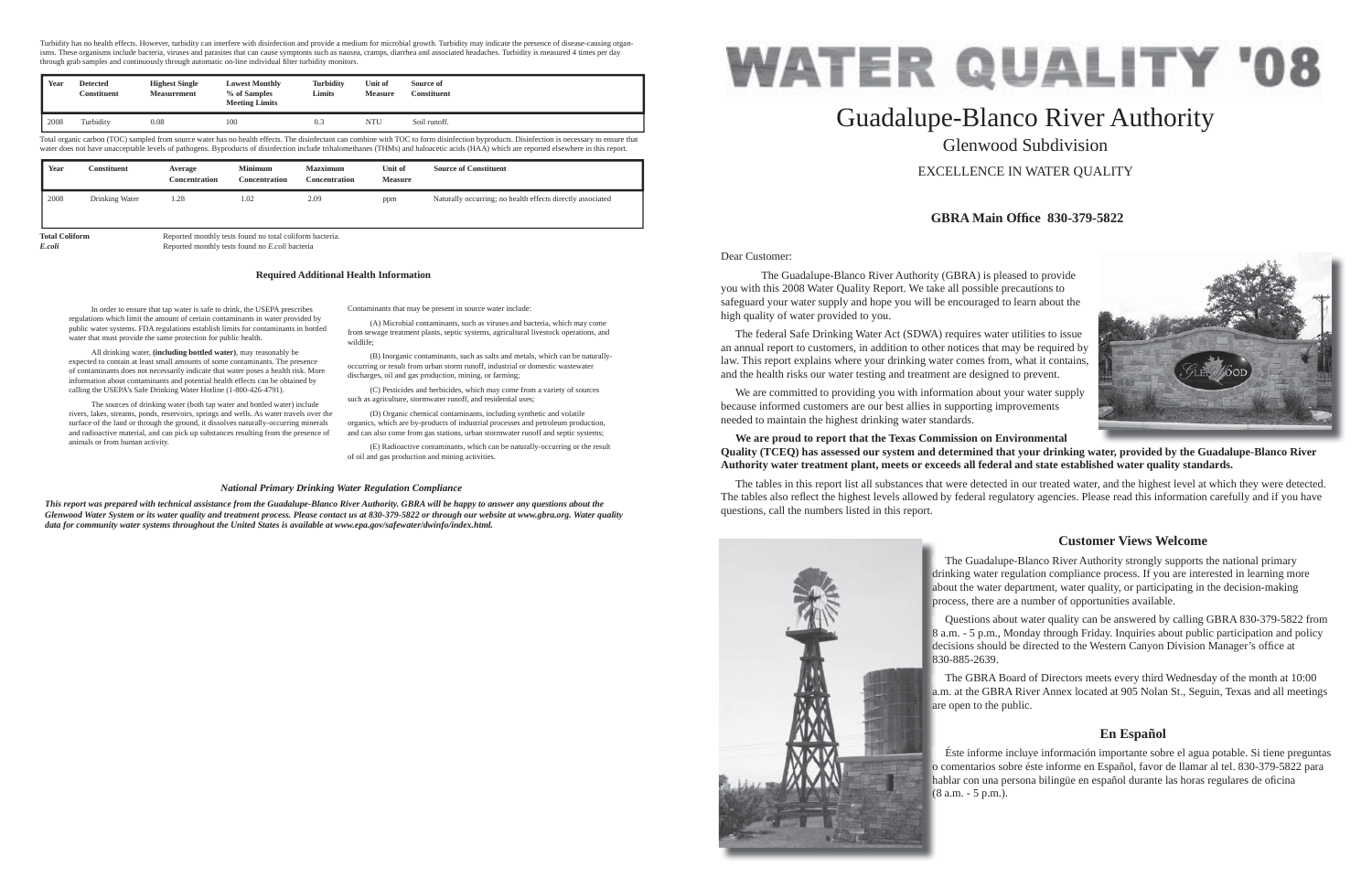# WATER QUALITY '08

## Guadalupe-Blanco River Authority

### Glenwood Subdivision

EXCELLENCE IN WATER QUALITY

**GBRA Main Office 830-379-5822**

Dear Customer:

The Guadalupe-Blanco River Authority (GBRA) is pleased to provide you with this 2008 Water Quality Report. We take all possible precautions to safeguard your water supply and hope you will be encouraged to learn about the high quality of water provided to you.

The federal Safe Drinking Water Act (SDWA) requires water utilities to issue an annual report to customers, in addition to other notices that may be required by law. This report explains where your drinking water comes from, what it contains, and the health risks our water testing and treatment are designed to prevent.

We are committed to providing you with information about your water supply because informed customers are our best allies in supporting improvements needed to maintain the highest drinking water standards.

**We are proud to report that the Texas Commission on Environmental Quality (TCEQ) has assessed our system and determined that your drinking water, provided by the Guadalupe-Blanco River Authority water treatment plant, meets or exceeds all federal and state established water quality standards.**

The tables in this report list all substances that were detected in our treated water, and the highest level at which they were detected. The tables also reflect the highest levels allowed by federal regulatory agencies. Please read this information carefully and if you have questions, call the numbers listed in this report.

### Customer Views Welcome

The Guadalupe-Blanco River Authority strongly supports the national primary drinking water regulation compliance process. If you are interested in learning more about the water department, water quality, or participating in the decision-making process, there are a number of opportunities available.

Questions about water quality can be answered by calling GBRA 830-379-5822 from 8 a.m. - 5 p.m., Monday through Friday. Inquiries about public participation and policy decisions should be directed to the Western Canyon Division Manager's office at 830-885-2639.

The GBRA Board of Directors meets every third Wednesday of the month at 10:00 a.m. at the GBRA River Annex located at 905 Nolan St., Seguin, Texas and all meetings are open to the public.

### En Español

Éste informe incluye información importante sobre el agua potable. Si tiene preguntas o comentarios sobre éste informe en Español, favor de llamar al tel. 830-379-5822 para hablar con una persona bilingüe en español durante las horas regulares de oficina (8 a.m. - 5 p.m.).

---

Turbidity has no health effects. However, turbidity can interfere with disinfection and provide a medium for microbial growth. Turbidity may indicate the presence of disease-causing organisms. These organisms include bacteria, viruses and parasites that can cause symptoms such as nausea, cramps, diarrhea and associated headaches. Turbidity is measured 4 times per day through grab samples and continuously through automatic on-line individual filter turbidity monitors.

| Year | Detected Constituent | Highest Single Measurement | Lowest Monthly % of Samples Meeting Limits | Turbidity Limits | Unit of Measure | Source of Constituent |
|---|---|---|---|---|---|---|
| 2008 | Turbidity | 0.08 | 100 | 0.3 | NTU | Soil runoff. |

Total organic carbon (TOC) sampled from source water has no health effects. The disinfectant can combine with TOC to form disinfection byproducts. Disinfection is necessary to ensure that water does not have unacceptable levels of pathogens. Byproducts of disinfection include trihalomethanes (THMs) and haloacetic acids (HAA) which are reported elsewhere in this report.

| Year | Constituent | Average Concentration | Minimum Concentration | Maxmimum Concentration | Unit of Measure | Source of Constituent |
|---|---|---|---|---|---|---|
| 2008 | Drinking Water | 1.28 | 1.02 | 2.09 | ppm | Naturally occurring; no health effects directly associated |

**Total Coliform** Reported monthly tests found no total coliform bacteria.
***E.coli*** Reported monthly tests found no *E.coli* bacteria

**Required Additional Health Information**

In order to ensure that tap water is safe to drink, the USEPA prescribes regulations which limit the amount of certain contaminants in water provided by public water systems. FDA regulations establish limits for contaminants in bottled water that must provide the same protection for public health.

All drinking water, **(including bottled water)**, may reasonably be expected to contain at least small amounts of some contaminants. The presence of contaminants does not necessarily indicate that water poses a health risk. More information about contaminants and potential health effects can be obtained by calling the USEPA's Safe Drinking Water Hotline (1-800-426-4791).

The sources of drinking water (both tap water and bottled water) include rivers, lakes, streams, ponds, reservoirs, springs and wells. As water travels over the surface of the land or through the ground, it dissolves naturally-occurring minerals and radioactive material, and can pick up substances resulting from the presence of animals or from human activity.

Contaminants that may be present in source water include:

(A) Microbial contaminants, such as viruses and bacteria, which may come from sewage treatment plants, septic systems, agricultural livestock operations, and wildlife;

(B) Inorganic contaminants, such as salts and metals, which can be naturally-occurring or result from urban storm runoff, industrial or domestic wastewater discharges, oil and gas production, mining, or farming;

(C) Pesticides and herbicides, which may come from a variety of sources such as agriculture, stormwater runoff, and residential uses;

(D) Organic chemical contaminants, including synthetic and volatile organics, which are by-products of industrial processes and petroleum production, and can also come from gas stations, urban stormwater runoff and septic systems;

(E) Radioactive contaminants, which can be naturally-occurring or the result of oil and gas production and mining activities.

*National Primary Drinking Water Regulation Compliance*

***This report was prepared with technical assistance from the Guadalupe-Blanco River Authority. GBRA will be happy to answer any questions about the Glenwood Water System or its water quality and treatment process. Please contact us at 830-379-5822 or through our website at www.gbra.org. Water quality data for community water systems throughout the United States is available at www.epa.gov/safewater/dwinfo/index.html.***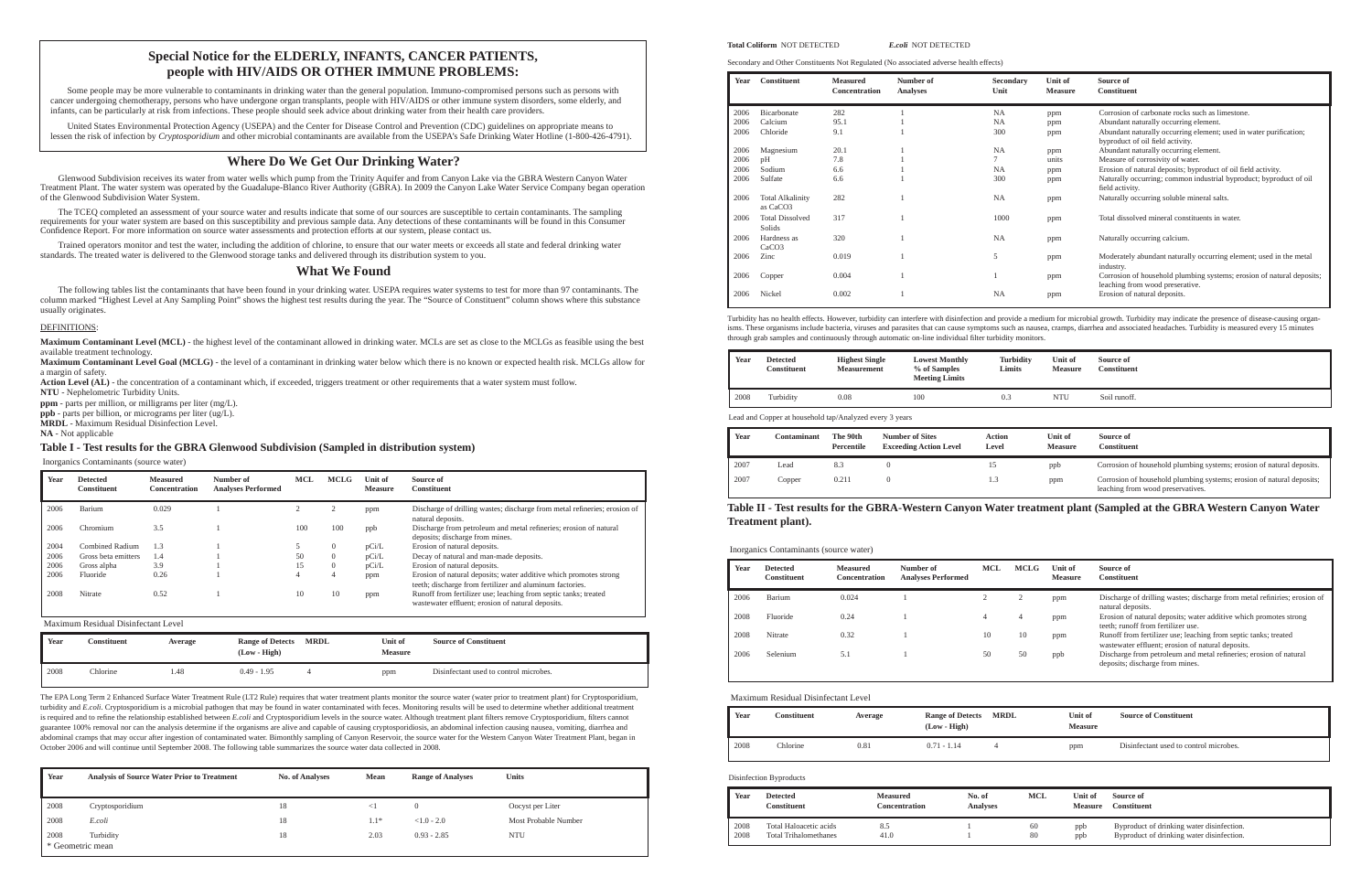## Special Notice for the ELDERLY, INFANTS, CANCER PATIENTS, people with HIV/AIDS OR OTHER IMMUNE PROBLEMS:

Some people may be more vulnerable to contaminants in drinking water than the general population. Immuno-compromised persons such as persons with cancer undergoing chemotherapy, persons who have undergone organ transplants, people with HIV/AIDS or other immune system disorders, some elderly, and infants, can be particularly at risk from infections. These people should seek advice about drinking water from their health care providers.

United States Environmental Protection Agency (USEPA) and the Center for Disease Control and Prevention (CDC) guidelines on appropriate means to lessen the risk of infection by *Cryptosporidium* and other microbial contaminants are available from the USEPA's Safe Drinking Water Hotline (1-800-426-4791).

## Where Do We Get Our Drinking Water?

Glenwood Subdivision receives its water from water wells which pump from the Trinity Aquifer and from Canyon Lake via the GBRA Western Canyon Water Treatment Plant. The water system was operated by the Guadalupe-Blanco River Authority (GBRA). In 2009 the Canyon Lake Water Service Company began operation of the Glenwood Subdivision Water System.

The TCEQ completed an assessment of your source water and results indicate that some of our sources are susceptible to certain contaminants. The sampling requirements for your water system are based on this susceptibility and previous sample data. Any detections of these contaminants will be found in this Consumer Confidence Report. For more information on source water assessments and protection efforts at our system, please contact us.

Trained operators monitor and test the water, including the addition of chlorine, to ensure that our water meets or exceeds all state and federal drinking water standards. The treated water is delivered to the Glenwood storage tanks and delivered through its distribution system to you.

## What We Found

The following tables list the contaminants that have been found in your drinking water. USEPA requires water systems to test for more than 97 contaminants. The column marked "Highest Level at Any Sampling Point" shows the highest test results during the year. The "Source of Constituent" column shows where this substance usually originates.

DEFINITIONS:

**Maximum Contaminant Level (MCL)** - the highest level of the contaminant allowed in drinking water. MCLs are set as close to the MCLGs as feasible using the best available treatment technology.
**Maximum Contaminant Level Goal (MCLG)** - the level of a contaminant in drinking water below which there is no known or expected health risk. MCLGs allow for a margin of safety.
**Action Level (AL)** - the concentration of a contaminant which, if exceeded, triggers treatment or other requirements that a water system must follow.
**NTU** - Nephelometric Turbidity Units.
**ppm** - parts per million, or milligrams per liter (mg/L).
**ppb** - parts per billion, or micrograms per liter (ug/L).
**MRDL** - Maximum Residual Disinfection Level.
**NA** - Not applicable

### Table I - Test results for the GBRA Glenwood Subdivision (Sampled in distribution system)

Inorganics Contaminants (source water)

| Year | Detected Constituent | Measured Concentration | Number of Analyses Performed | MCL | MCLG | Unit of Measure | Source of Constituent |
|---|---|---|---|---|---|---|---|
| 2006 | Barium | 0.029 | 1 | 2 | 2 | ppm | Discharge of drilling wastes; discharge from metal refineries; erosion of natural deposits. |
| 2006 | Chromium | 3.5 | 1 | 100 | 100 | ppb | Discharge from petroleum and metal refineries; erosion of natural deposits; discharge from mines. |
| 2004 | Combined Radium | 1.3 | 1 | 5 | 0 | pCi/L | Erosion of natural deposits. |
| 2006 | Gross beta emitters | 1.4 | 1 | 50 | 0 | pCi/L | Decay of natural and man-made deposits. |
| 2006 | Gross alpha | 3.9 | 1 | 15 | 0 | pCi/L | Erosion of natural deposits. |
| 2006 | Fluoride | 0.26 | 1 | 4 | 4 | ppm | Erosion of natural deposits; water additive which promotes strong teeth; discharge from fertilizer and aluminum factories. |
| 2008 | Nitrate | 0.52 | 1 | 10 | 10 | ppm | Runoff from fertilizer use; leaching from septic tanks; treated wastewater effluent; erosion of natural deposits. |

Maximum Residual Disinfectant Level

| Year | Constituent | Average | Range of Detects (Low - High) | MRDL | Unit of Measure | Source of Constituent |
|---|---|---|---|---|---|---|
| 2008 | Chlorine | 1.48 | 0.49 - 1.95 | 4 | ppm | Disinfectant used to control microbes. |

The EPA Long Term 2 Enhanced Surface Water Treatment Rule (LT2 Rule) requires that water treatment plants monitor the source water (water prior to treatment plant) for Cryptosporidium, turbidity and *E.coli*. Cryptosporidium is a microbial pathogen that may be found in water contaminated with feces. Monitoring results will be used to determine whether additional treatment is required and to refine the relationship established between *E.coli* and Cryptosporidium levels in the source water. Although treatment plant filters remove Cryptosporidium, filters cannot guarantee 100% removal nor can the analysis determine if the organisms are alive and capable of causing cryptosporidiosis, an abdominal infection causing nausea, vomiting, diarrhea and abdominal cramps that may occur after ingestion of contaminated water. Bimonthly sampling of Canyon Reservoir, the source water for the Western Canyon Water Treatment Plant, began in October 2006 and will continue until September 2008. The following table summarizes the source water data collected in 2008.

| Year | Analysis of Source Water Prior to Treatment | No. of Analyses | Mean | Range of Analyses | Units |
|---|---|---|---|---|---|
| 2008 | Cryptosporidium | 18 | <1 | 0 | Oocyst per Liter |
| 2008 | *E.coli* | 18 | 1.1* | <1.0 - 2.0 | Most Probable Number |
| 2008 | Turbidity | 18 | 2.03 | 0.93 - 2.85 | NTU |

\* Geometric mean

**Total Coliform** NOT DETECTED *E.coli* NOT DETECTED

Secondary and Other Constituents Not Regulated (No associated adverse health effects)

| Year | Constituent | Measured Concentration | Number of Analyses | Secondary Unit | Unit of Measure | Source of Constituent |
|---|---|---|---|---|---|---|
| 2006 | Bicarbonate | 282 | 1 | NA | ppm | Corrosion of carbonate rocks such as limestone. |
| 2006 | Calcium | 95.1 | 1 | NA | ppm | Abundant naturally occurring element. |
| 2006 | Chloride | 9.1 | 1 | 300 | ppm | Abundant naturally occurring element; used in water purification; byproduct of oil field activity. |
| 2006 | Magnesium | 20.1 | 1 | NA | ppm | Abundant naturally occurring element. |
| 2006 | pH | 7.8 | 1 | 7 | units | Measure of corrosivity of water. |
| 2006 | Sodium | 6.6 | 1 | NA | ppm | Erosion of natural deposits; byproduct of oil field activity. |
| 2006 | Sulfate | 6.6 | 1 | 300 | ppm | Naturally occurring; common industrial byproduct; byproduct of oil field activity. |
| 2006 | Total Alkalinity as $CaCO_3$ | 282 | 1 | NA | ppm | Naturally occurring soluble mineral salts. |
| 2006 | Total Dissolved Solids | 317 | 1 | 1000 | ppm | Total dissolved mineral constituents in water. |
| 2006 | Hardness as $CaCO_3$ | 320 | 1 | NA | ppm | Naturally occurring calcium. |
| 2006 | Zinc | 0.019 | 1 | 5 | ppm | Moderately abundant naturally occurring element; used in the metal industry. |
| 2006 | Copper | 0.004 | 1 | 1 | ppm | Corrosion of household plumbing systems; erosion of natural deposits; leaching from wood preservative. |
| 2006 | Nickel | 0.002 | 1 | NA | ppm | Erosion of natural deposits. |

Turbidity has no health effects. However, turbidity can interfere with disinfection and provide a medium for microbial growth. Turbidity may indicate the presence of disease-causing organisms. These organisms include bacteria, viruses and parasites that can cause symptoms such as nausea, cramps, diarrhea and associated headaches. Turbidity is measured every 15 minutes through grab samples and continuously through automatic on-line individual filter turbidity monitors.

| Year | Detected Constituent | Highest Single Measurement | Lowest Monthly % of Samples Meeting Limits | Turbidity Limits | Unit of Measure | Source of Constituent |
|---|---|---|---|---|---|---|
| 2008 | Turbidity | 0.08 | 100 | 0.3 | NTU | Soil runoff. |

Lead and Copper at household tap/Analyzed every 3 years

| Year | Contaminant | The 90th Percentile | Number of Sites Exceeding Action Level | Action Level | Unit of Measure | Source of Constituent |
|---|---|---|---|---|---|---|
| 2007 | Lead | 8.3 | 0 | 15 | ppb | Corrosion of household plumbing systems; erosion of natural deposits. |
| 2007 | Copper | 0.211 | 0 | 1.3 | ppm | Corrosion of household plumbing systems; erosion of natural deposits; leaching from wood preservatives. |

### Table II - Test results for the GBRA-Western Canyon Water treatment plant (Sampled at the GBRA Western Canyon Water Treatment plant).

Inorganics Contaminants (source water)

| Year | Detected Constituent | Measured Concentration | Number of Analyses Performed | MCL | MCLG | Unit of Measure | Source of Constituent |
|---|---|---|---|---|---|---|---|
| 2006 | Barium | 0.024 | 1 | 2 | 2 | ppm | Discharge of drilling wastes; discharge from metal refinries; erosion of natural deposits. |
| 2008 | Fluoride | 0.24 | 1 | 4 | 4 | ppm | Erosion of natural deposits; water additive which promotes strong teeth; runoff from fertilizer use. |
| 2008 | Nitrate | 0.32 | 1 | 10 | 10 | ppm | Runoff from fertilizer use; leaching from septic tanks; treated wastewater effluent; erosion of natural deposits. |
| 2006 | Selenium | 5.1 | 1 | 50 | 50 | ppb | Discharge from petroleum and metal refineries; erosion of natural deposits; discharge from mines. |

Maximum Residual Disinfectant Level

| Year | Constituent | Average | Range of Detects (Low - High) | MRDL | Unit of Measure | Source of Constituent |
|---|---|---|---|---|---|---|
| 2008 | Chlorine | 0.81 | 0.71 - 1.14 | 4 | ppm | Disinfectant used to control microbes. |

Disinfection Byproducts

| Year | Detected Constituent | Measured Concentration | No. of Analyses | MCL | Unit of Measure | Source of Constituent |
|---|---|---|---|---|---|---|
| 2008 | Total Haloacetic acids | 8.5 | 1 | 60 | ppb | Byproduct of drinking water disinfection. |
| 2008 | Total Trihalomethanes | 41.0 | 1 | 80 | ppb | Byproduct of drinking water disinfection. |